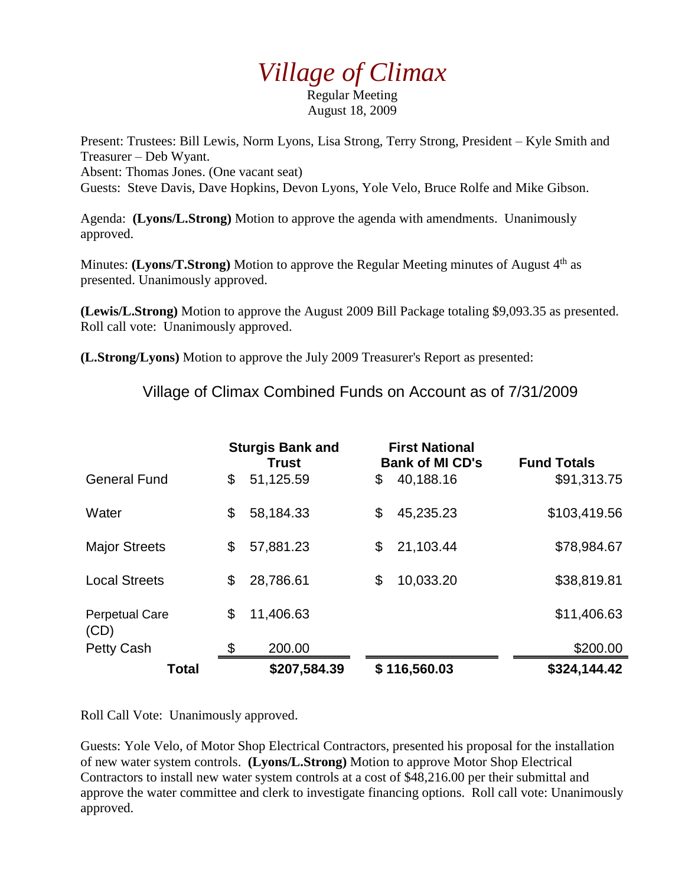# *Village of Climax*

Regular Meeting
August 18, 2009

Present: Trustees: Bill Lewis, Norm Lyons, Lisa Strong, Terry Strong, President – Kyle Smith and Treasurer – Deb Wyant.
Absent: Thomas Jones. (One vacant seat)
Guests: Steve Davis, Dave Hopkins, Devon Lyons, Yole Velo, Bruce Rolfe and Mike Gibson.

Agenda: **(Lyons/L.Strong)** Motion to approve the agenda with amendments. Unanimously approved.

Minutes: **(Lyons/T.Strong)** Motion to approve the Regular Meeting minutes of August 4th as presented. Unanimously approved.

**(Lewis/L.Strong)** Motion to approve the August 2009 Bill Package totaling $9,093.35 as presented. Roll call vote: Unanimously approved.

**(L.Strong/Lyons)** Motion to approve the July 2009 Treasurer's Report as presented:

Village of Climax Combined Funds on Account as of 7/31/2009

| | Sturgis Bank and Trust | First National Bank of MI CD's | Fund Totals |
|---|---|---|---|
| General Fund | $ 51,125.59 | $ 40,188.16 | $91,313.75 |
| Water | $ 58,184.33 | $ 45,235.23 | $103,419.56 |
| Major Streets | $ 57,881.23 | $ 21,103.44 | $78,984.67 |
| Local Streets | $ 28,786.61 | $ 10,033.20 | $38,819.81 |
| Perpetual Care (CD) | $ 11,406.63 | | $11,406.63 |
| Petty Cash | $ 200.00 | | $200.00 |
| **Total** | **$207,584.39** | **$ 116,560.03** | **$324,144.42** |

Roll Call Vote: Unanimously approved.

Guests: Yole Velo, of Motor Shop Electrical Contractors, presented his proposal for the installation of new water system controls. **(Lyons/L.Strong)** Motion to approve Motor Shop Electrical Contractors to install new water system controls at a cost of $48,216.00 per their submittal and approve the water committee and clerk to investigate financing options. Roll call vote: Unanimously approved.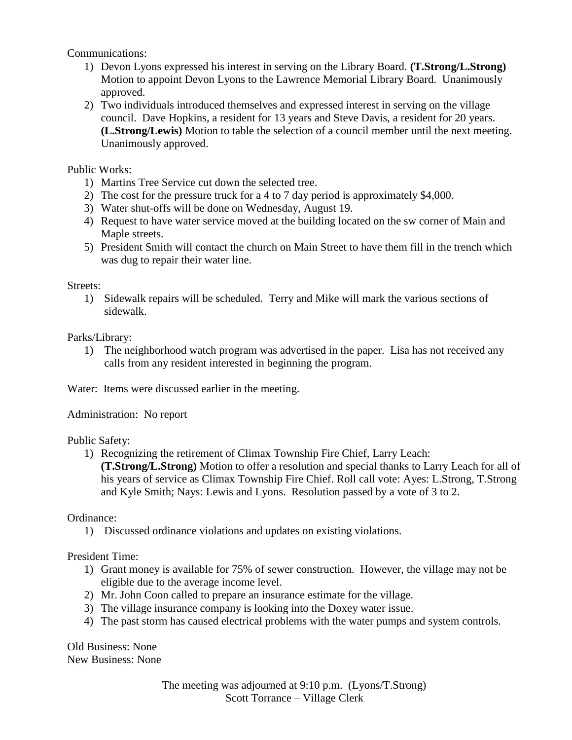Communications:

1) Devon Lyons expressed his interest in serving on the Library Board. **(T.Strong/L.Strong)** Motion to appoint Devon Lyons to the Lawrence Memorial Library Board. Unanimously approved.
2) Two individuals introduced themselves and expressed interest in serving on the village council. Dave Hopkins, a resident for 13 years and Steve Davis, a resident for 20 years. **(L.Strong/Lewis)** Motion to table the selection of a council member until the next meeting. Unanimously approved.

Public Works:

1) Martins Tree Service cut down the selected tree.
2) The cost for the pressure truck for a 4 to 7 day period is approximately $4,000.
3) Water shut-offs will be done on Wednesday, August 19.
4) Request to have water service moved at the building located on the sw corner of Main and Maple streets.
5) President Smith will contact the church on Main Street to have them fill in the trench which was dug to repair their water line.

Streets:

1) Sidewalk repairs will be scheduled. Terry and Mike will mark the various sections of sidewalk.

Parks/Library:

1) The neighborhood watch program was advertised in the paper. Lisa has not received any calls from any resident interested in beginning the program.

Water: Items were discussed earlier in the meeting.

Administration: No report

Public Safety:

1) Recognizing the retirement of Climax Township Fire Chief, Larry Leach: **(T.Strong/L.Strong)** Motion to offer a resolution and special thanks to Larry Leach for all of his years of service as Climax Township Fire Chief. Roll call vote: Ayes: L.Strong, T.Strong and Kyle Smith; Nays: Lewis and Lyons. Resolution passed by a vote of 3 to 2.

Ordinance:

1) Discussed ordinance violations and updates on existing violations.

President Time:

1) Grant money is available for 75% of sewer construction. However, the village may not be eligible due to the average income level.
2) Mr. John Coon called to prepare an insurance estimate for the village.
3) The village insurance company is looking into the Doxey water issue.
4) The past storm has caused electrical problems with the water pumps and system controls.

Old Business: None
New Business: None

The meeting was adjourned at 9:10 p.m. (Lyons/T.Strong)
Scott Torrance – Village Clerk